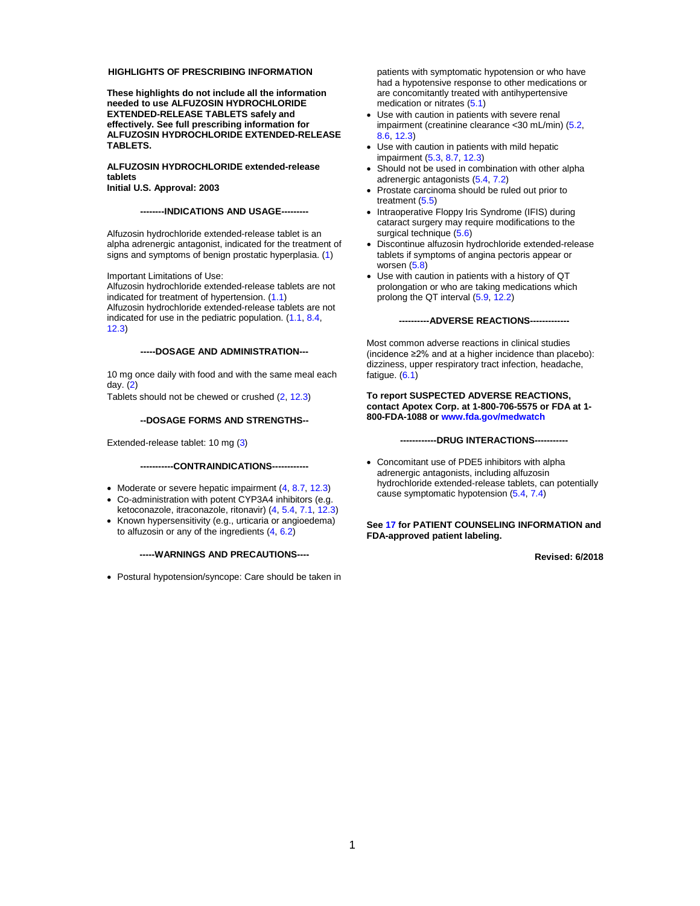## HIGHLIGHTS OF PRESCRIBING INFORMATION

**These highlights do not include all the information needed to use ALFUZOSIN HYDROCHLORIDE EXTENDED-RELEASE TABLETS safely and effectively. See full prescribing information for ALFUZOSIN HYDROCHLORIDE EXTENDED-RELEASE TABLETS.**

**ALFUZOSIN HYDROCHLORIDE extended-release tablets**
**Initial U.S. Approval: 2003**

### --------INDICATIONS AND USAGE---------

Alfuzosin hydrochloride extended-release tablet is an alpha adrenergic antagonist, indicated for the treatment of signs and symptoms of benign prostatic hyperplasia. (1)

Important Limitations of Use:
Alfuzosin hydrochloride extended-release tablets are not indicated for treatment of hypertension. (1.1)
Alfuzosin hydrochloride extended-release tablets are not indicated for use in the pediatric population. (1.1, 8.4, 12.3)

### -----DOSAGE AND ADMINISTRATION---

10 mg once daily with food and with the same meal each day. (2)
Tablets should not be chewed or crushed (2, 12.3)

### --DOSAGE FORMS AND STRENGTHS--

Extended-release tablet: 10 mg (3)

### -----------CONTRAINDICATIONS------------

- Moderate or severe hepatic impairment (4, 8.7, 12.3)
- Co-administration with potent CYP3A4 inhibitors (e.g. ketoconazole, itraconazole, ritonavir) (4, 5.4, 7.1, 12.3)
- Known hypersensitivity (e.g., urticaria or angioedema) to alfuzosin or any of the ingredients (4, 6.2)

### -----WARNINGS AND PRECAUTIONS----

- Postural hypotension/syncope: Care should be taken in patients with symptomatic hypotension or who have had a hypotensive response to other medications or are concomitantly treated with antihypertensive medication or nitrates (5.1)
- Use with caution in patients with severe renal impairment (creatinine clearance <30 mL/min) (5.2, 8.6, 12.3)
- Use with caution in patients with mild hepatic impairment (5.3, 8.7, 12.3)
- Should not be used in combination with other alpha adrenergic antagonists (5.4, 7.2)
- Prostate carcinoma should be ruled out prior to treatment (5.5)
- Intraoperative Floppy Iris Syndrome (IFIS) during cataract surgery may require modifications to the surgical technique (5.6)
- Discontinue alfuzosin hydrochloride extended-release tablets if symptoms of angina pectoris appear or worsen (5.8)
- Use with caution in patients with a history of QT prolongation or who are taking medications which prolong the QT interval (5.9, 12.2)

### ----------ADVERSE REACTIONS-------------

Most common adverse reactions in clinical studies (incidence ≥2% and at a higher incidence than placebo): dizziness, upper respiratory tract infection, headache, fatigue. (6.1)

**To report SUSPECTED ADVERSE REACTIONS, contact Apotex Corp. at 1-800-706-5575 or FDA at 1-800-FDA-1088 or www.fda.gov/medwatch**

### ------------DRUG INTERACTIONS-----------

- Concomitant use of PDE5 inhibitors with alpha adrenergic antagonists, including alfuzosin hydrochloride extended-release tablets, can potentially cause symptomatic hypotension (5.4, 7.4)

**See 17 for PATIENT COUNSELING INFORMATION and FDA-approved patient labeling.**

**Revised: 6/2018**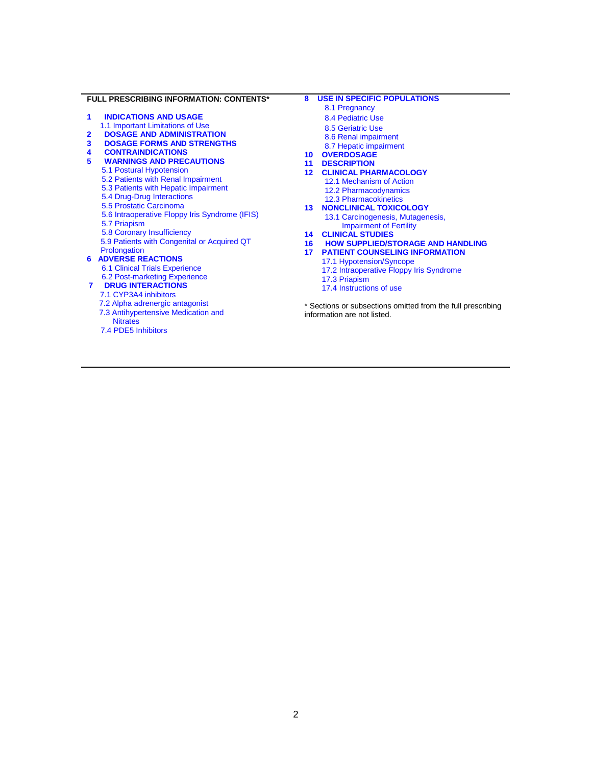**FULL PRESCRIBING INFORMATION: CONTENTS***

**1 INDICATIONS AND USAGE**
- 1.1 Important Limitations of Use

**2 DOSAGE AND ADMINISTRATION**

**3 DOSAGE FORMS AND STRENGTHS**

**4 CONTRAINDICATIONS**

**5 WARNINGS AND PRECAUTIONS**
- 5.1 Postural Hypotension
- 5.2 Patients with Renal Impairment
- 5.3 Patients with Hepatic Impairment
- 5.4 Drug-Drug Interactions
- 5.5 Prostatic Carcinoma
- 5.6 Intraoperative Floppy Iris Syndrome (IFIS)
- 5.7 Priapism
- 5.8 Coronary Insufficiency
- 5.9 Patients with Congenital or Acquired QT Prolongation

**6 ADVERSE REACTIONS**
- 6.1 Clinical Trials Experience
- 6.2 Post-marketing Experience

**7 DRUG INTERACTIONS**
- 7.1 CYP3A4 inhibitors
- 7.2 Alpha adrenergic antagonist
- 7.3 Antihypertensive Medication and Nitrates
- 7.4 PDE5 Inhibitors

**8 USE IN SPECIFIC POPULATIONS**
- 8.1 Pregnancy
- 8.4 Pediatric Use
- 8.5 Geriatric Use
- 8.6 Renal impairment
- 8.7 Hepatic impairment

**10 OVERDOSAGE**

**11 DESCRIPTION**

**12 CLINICAL PHARMACOLOGY**
- 12.1 Mechanism of Action
- 12.2 Pharmacodynamics
- 12.3 Pharmacokinetics

**13 NONCLINICAL TOXICOLOGY**
- 13.1 Carcinogenesis, Mutagenesis, Impairment of Fertility

**14 CLINICAL STUDIES**

**16 HOW SUPPLIED/STORAGE AND HANDLING**

**17 PATIENT COUNSELING INFORMATION**
- 17.1 Hypotension/Syncope
- 17.2 Intraoperative Floppy Iris Syndrome
- 17.3 Priapism
- 17.4 Instructions of use

* Sections or subsections omitted from the full prescribing information are not listed.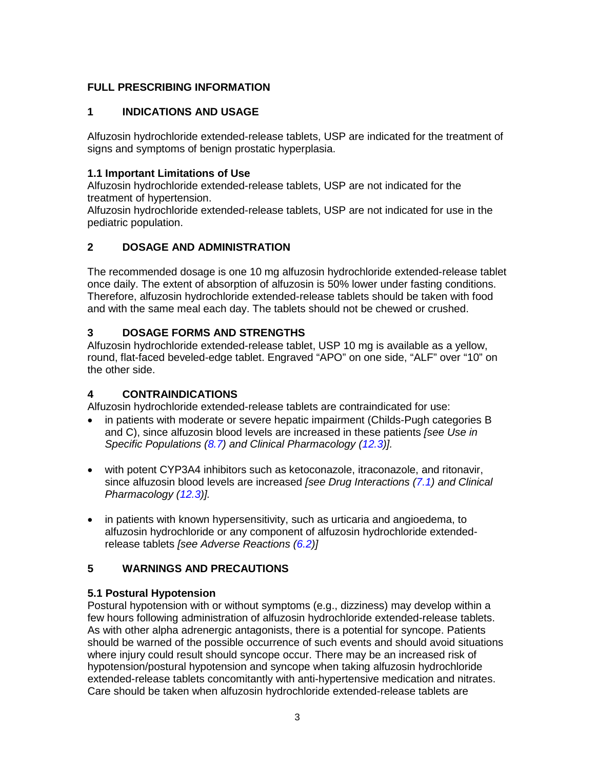# FULL PRESCRIBING INFORMATION

## 1 INDICATIONS AND USAGE

Alfuzosin hydrochloride extended-release tablets, USP are indicated for the treatment of signs and symptoms of benign prostatic hyperplasia.

### 1.1 Important Limitations of Use

Alfuzosin hydrochloride extended-release tablets, USP are not indicated for the treatment of hypertension.

Alfuzosin hydrochloride extended-release tablets, USP are not indicated for use in the pediatric population.

## 2 DOSAGE AND ADMINISTRATION

The recommended dosage is one 10 mg alfuzosin hydrochloride extended-release tablet once daily. The extent of absorption of alfuzosin is 50% lower under fasting conditions. Therefore, alfuzosin hydrochloride extended-release tablets should be taken with food and with the same meal each day. The tablets should not be chewed or crushed.

## 3 DOSAGE FORMS AND STRENGTHS

Alfuzosin hydrochloride extended-release tablet, USP 10 mg is available as a yellow, round, flat-faced beveled-edge tablet. Engraved "APO" on one side, "ALF" over "10" on the other side.

## 4 CONTRAINDICATIONS

Alfuzosin hydrochloride extended-release tablets are contraindicated for use:

- in patients with moderate or severe hepatic impairment (Childs-Pugh categories B and C), since alfuzosin blood levels are increased in these patients *[see Use in Specific Populations (8.7) and Clinical Pharmacology (12.3)].*
- with potent CYP3A4 inhibitors such as ketoconazole, itraconazole, and ritonavir, since alfuzosin blood levels are increased *[see Drug Interactions (7.1) and Clinical Pharmacology (12.3)].*
- in patients with known hypersensitivity, such as urticaria and angioedema, to alfuzosin hydrochloride or any component of alfuzosin hydrochloride extended-release tablets *[see Adverse Reactions (6.2)]*

## 5 WARNINGS AND PRECAUTIONS

### 5.1 Postural Hypotension

Postural hypotension with or without symptoms (e.g., dizziness) may develop within a few hours following administration of alfuzosin hydrochloride extended-release tablets. As with other alpha adrenergic antagonists, there is a potential for syncope. Patients should be warned of the possible occurrence of such events and should avoid situations where injury could result should syncope occur. There may be an increased risk of hypotension/postural hypotension and syncope when taking alfuzosin hydrochloride extended-release tablets concomitantly with anti-hypertensive medication and nitrates. Care should be taken when alfuzosin hydrochloride extended-release tablets are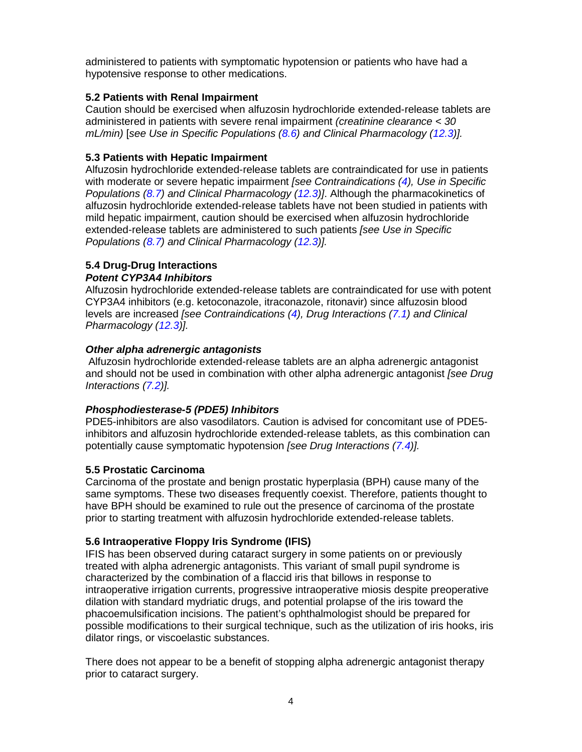administered to patients with symptomatic hypotension or patients who have had a hypotensive response to other medications.

**5.2 Patients with Renal Impairment**

Caution should be exercised when alfuzosin hydrochloride extended-release tablets are administered in patients with severe renal impairment *(creatinine clearance < 30 mL/min)* [*see Use in Specific Populations (8.6) and Clinical Pharmacology (12.3)].*

**5.3 Patients with Hepatic Impairment**

Alfuzosin hydrochloride extended-release tablets are contraindicated for use in patients with moderate or severe hepatic impairment *[see Contraindications (4), Use in Specific Populations (8.7) and Clinical Pharmacology (12.3)]*. Although the pharmacokinetics of alfuzosin hydrochloride extended-release tablets have not been studied in patients with mild hepatic impairment, caution should be exercised when alfuzosin hydrochloride extended-release tablets are administered to such patients *[see Use in Specific Populations (8.7) and Clinical Pharmacology (12.3)].*

**5.4 Drug-Drug Interactions**

***Potent CYP3A4 Inhibitors***

Alfuzosin hydrochloride extended-release tablets are contraindicated for use with potent CYP3A4 inhibitors (e.g. ketoconazole, itraconazole, ritonavir) since alfuzosin blood levels are increased *[see Contraindications (4), Drug Interactions (7.1) and Clinical Pharmacology (12.3)].*

***Other alpha adrenergic antagonists***

Alfuzosin hydrochloride extended-release tablets are an alpha adrenergic antagonist and should not be used in combination with other alpha adrenergic antagonist *[see Drug Interactions (7.2)].*

***Phosphodiesterase-5 (PDE5) Inhibitors***

PDE5-inhibitors are also vasodilators. Caution is advised for concomitant use of PDE5-inhibitors and alfuzosin hydrochloride extended-release tablets, as this combination can potentially cause symptomatic hypotension *[see Drug Interactions (7.4)].*

**5.5 Prostatic Carcinoma**

Carcinoma of the prostate and benign prostatic hyperplasia (BPH) cause many of the same symptoms. These two diseases frequently coexist. Therefore, patients thought to have BPH should be examined to rule out the presence of carcinoma of the prostate prior to starting treatment with alfuzosin hydrochloride extended-release tablets.

**5.6 Intraoperative Floppy Iris Syndrome (IFIS)**

IFIS has been observed during cataract surgery in some patients on or previously treated with alpha adrenergic antagonists. This variant of small pupil syndrome is characterized by the combination of a flaccid iris that billows in response to intraoperative irrigation currents, progressive intraoperative miosis despite preoperative dilation with standard mydriatic drugs, and potential prolapse of the iris toward the phacoemulsification incisions. The patient's ophthalmologist should be prepared for possible modifications to their surgical technique, such as the utilization of iris hooks, iris dilator rings, or viscoelastic substances.

There does not appear to be a benefit of stopping alpha adrenergic antagonist therapy prior to cataract surgery.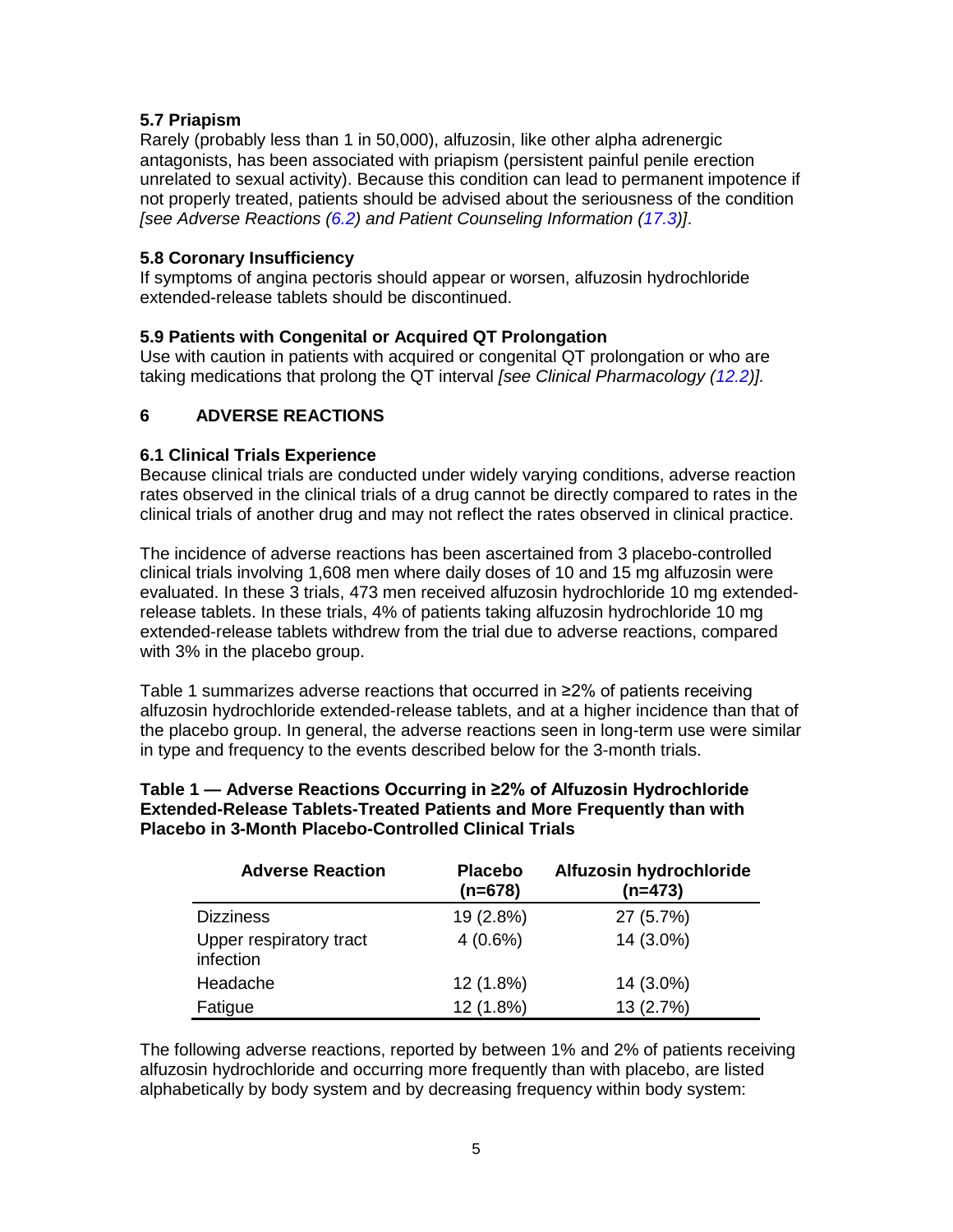### 5.7 Priapism

Rarely (probably less than 1 in 50,000), alfuzosin, like other alpha adrenergic antagonists, has been associated with priapism (persistent painful penile erection unrelated to sexual activity). Because this condition can lead to permanent impotence if not properly treated, patients should be advised about the seriousness of the condition *[see Adverse Reactions (6.2) and Patient Counseling Information (17.3)]*.

### 5.8 Coronary Insufficiency

If symptoms of angina pectoris should appear or worsen, alfuzosin hydrochloride extended-release tablets should be discontinued.

### 5.9 Patients with Congenital or Acquired QT Prolongation

Use with caution in patients with acquired or congenital QT prolongation or who are taking medications that prolong the QT interval *[see Clinical Pharmacology (12.2)].*

## 6 ADVERSE REACTIONS

### 6.1 Clinical Trials Experience

Because clinical trials are conducted under widely varying conditions, adverse reaction rates observed in the clinical trials of a drug cannot be directly compared to rates in the clinical trials of another drug and may not reflect the rates observed in clinical practice.

The incidence of adverse reactions has been ascertained from 3 placebo-controlled clinical trials involving 1,608 men where daily doses of 10 and 15 mg alfuzosin were evaluated. In these 3 trials, 473 men received alfuzosin hydrochloride 10 mg extended-release tablets. In these trials, 4% of patients taking alfuzosin hydrochloride 10 mg extended-release tablets withdrew from the trial due to adverse reactions, compared with 3% in the placebo group.

Table 1 summarizes adverse reactions that occurred in ≥2% of patients receiving alfuzosin hydrochloride extended-release tablets, and at a higher incidence than that of the placebo group. In general, the adverse reactions seen in long-term use were similar in type and frequency to the events described below for the 3-month trials.

**Table 1 — Adverse Reactions Occurring in ≥2% of Alfuzosin Hydrochloride Extended-Release Tablets-Treated Patients and More Frequently than with Placebo in 3-Month Placebo-Controlled Clinical Trials**

| Adverse Reaction | Placebo (n=678) | Alfuzosin hydrochloride (n=473) |
| --- | --- | --- |
| Dizziness | 19 (2.8%) | 27 (5.7%) |
| Upper respiratory tract infection | 4 (0.6%) | 14 (3.0%) |
| Headache | 12 (1.8%) | 14 (3.0%) |
| Fatigue | 12 (1.8%) | 13 (2.7%) |

The following adverse reactions, reported by between 1% and 2% of patients receiving alfuzosin hydrochloride and occurring more frequently than with placebo, are listed alphabetically by body system and by decreasing frequency within body system: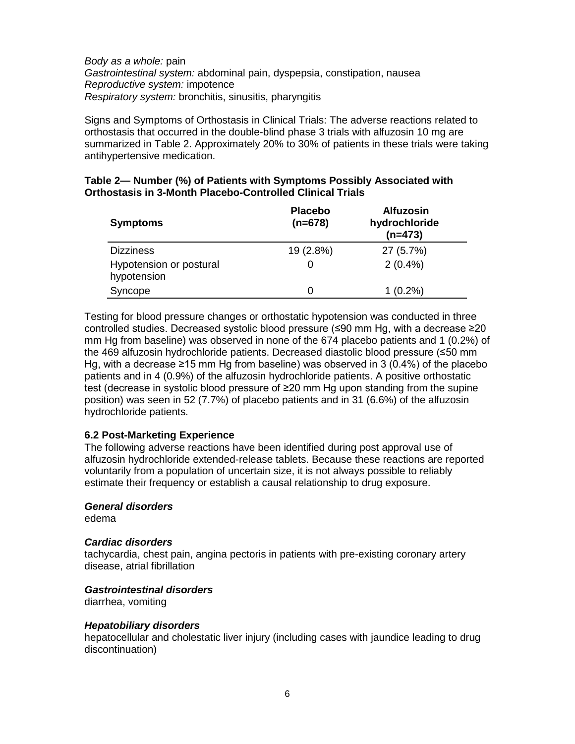*Body as a whole:* pain
*Gastrointestinal system:* abdominal pain, dyspepsia, constipation, nausea
*Reproductive system:* impotence
*Respiratory system:* bronchitis, sinusitis, pharyngitis

Signs and Symptoms of Orthostasis in Clinical Trials: The adverse reactions related to orthostasis that occurred in the double-blind phase 3 trials with alfuzosin 10 mg are summarized in Table 2. Approximately 20% to 30% of patients in these trials were taking antihypertensive medication.

**Table 2— Number (%) of Patients with Symptoms Possibly Associated with Orthostasis in 3-Month Placebo-Controlled Clinical Trials**

| Symptoms | Placebo (n=678) | Alfuzosin hydrochloride (n=473) |
|---|---|---|
| Dizziness | 19 (2.8%) | 27 (5.7%) |
| Hypotension or postural hypotension | 0 | 2 (0.4%) |
| Syncope | 0 | 1 (0.2%) |

Testing for blood pressure changes or orthostatic hypotension was conducted in three controlled studies. Decreased systolic blood pressure (≤90 mm Hg, with a decrease ≥20 mm Hg from baseline) was observed in none of the 674 placebo patients and 1 (0.2%) of the 469 alfuzosin hydrochloride patients. Decreased diastolic blood pressure (≤50 mm Hg, with a decrease ≥15 mm Hg from baseline) was observed in 3 (0.4%) of the placebo patients and in 4 (0.9%) of the alfuzosin hydrochloride patients. A positive orthostatic test (decrease in systolic blood pressure of ≥20 mm Hg upon standing from the supine position) was seen in 52 (7.7%) of placebo patients and in 31 (6.6%) of the alfuzosin hydrochloride patients.

### 6.2 Post-Marketing Experience

The following adverse reactions have been identified during post approval use of alfuzosin hydrochloride extended-release tablets. Because these reactions are reported voluntarily from a population of uncertain size, it is not always possible to reliably estimate their frequency or establish a causal relationship to drug exposure.

***General disorders***
edema

***Cardiac disorders***
tachycardia, chest pain, angina pectoris in patients with pre-existing coronary artery disease, atrial fibrillation

***Gastrointestinal disorders***
diarrhea, vomiting

***Hepatobiliary disorders***
hepatocellular and cholestatic liver injury (including cases with jaundice leading to drug discontinuation)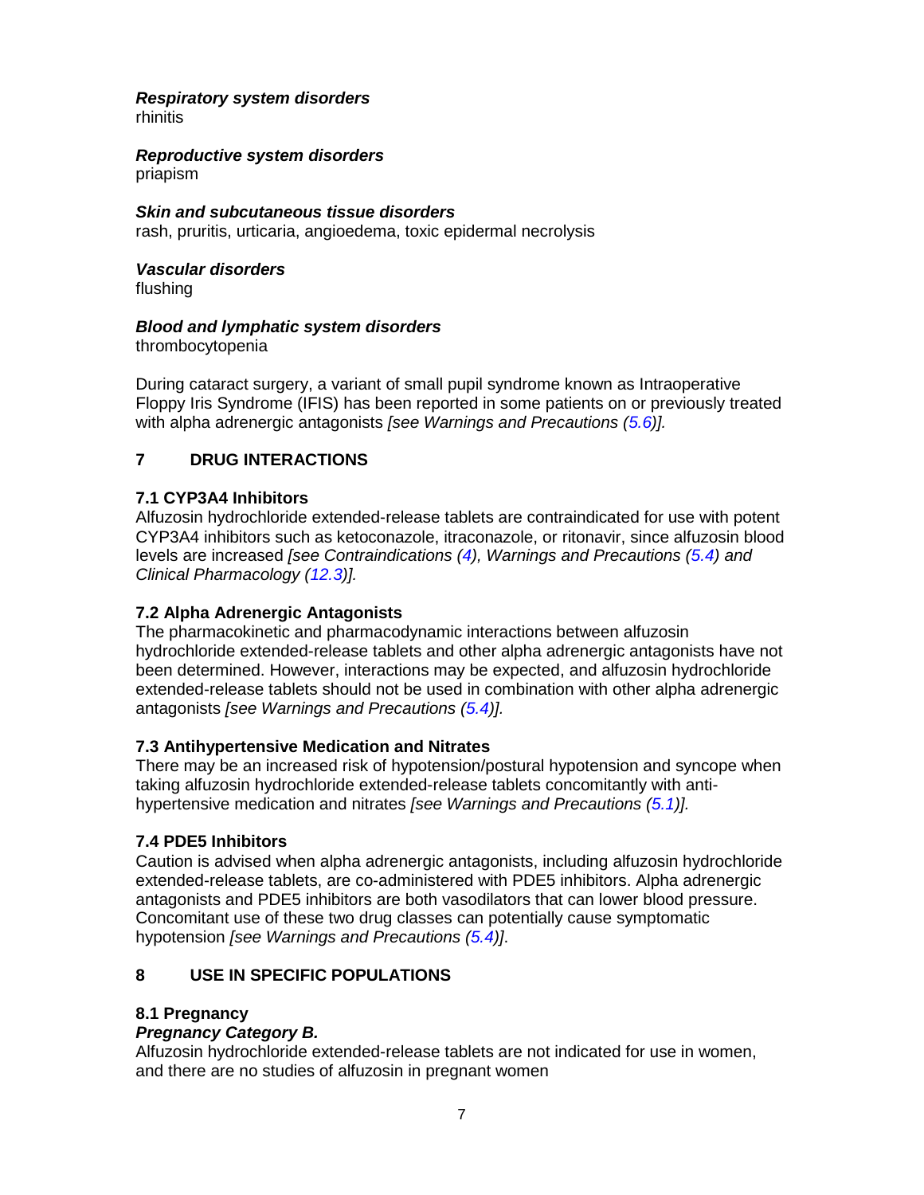***Respiratory system disorders***
rhinitis

***Reproductive system disorders***
priapism

***Skin and subcutaneous tissue disorders***
rash, pruritis, urticaria, angioedema, toxic epidermal necrolysis

***Vascular disorders***
flushing

***Blood and lymphatic system disorders***
thrombocytopenia

During cataract surgery, a variant of small pupil syndrome known as Intraoperative Floppy Iris Syndrome (IFIS) has been reported in some patients on or previously treated with alpha adrenergic antagonists *[see Warnings and Precautions (5.6)].*

## 7 DRUG INTERACTIONS

### 7.1 CYP3A4 Inhibitors

Alfuzosin hydrochloride extended-release tablets are contraindicated for use with potent CYP3A4 inhibitors such as ketoconazole, itraconazole, or ritonavir, since alfuzosin blood levels are increased *[see Contraindications (4), Warnings and Precautions (5.4) and Clinical Pharmacology (12.3)].*

### 7.2 Alpha Adrenergic Antagonists

The pharmacokinetic and pharmacodynamic interactions between alfuzosin hydrochloride extended-release tablets and other alpha adrenergic antagonists have not been determined. However, interactions may be expected, and alfuzosin hydrochloride extended-release tablets should not be used in combination with other alpha adrenergic antagonists *[see Warnings and Precautions (5.4)].*

### 7.3 Antihypertensive Medication and Nitrates

There may be an increased risk of hypotension/postural hypotension and syncope when taking alfuzosin hydrochloride extended-release tablets concomitantly with anti-hypertensive medication and nitrates *[see Warnings and Precautions (5.1)].*

### 7.4 PDE5 Inhibitors

Caution is advised when alpha adrenergic antagonists, including alfuzosin hydrochloride extended-release tablets, are co-administered with PDE5 inhibitors. Alpha adrenergic antagonists and PDE5 inhibitors are both vasodilators that can lower blood pressure. Concomitant use of these two drug classes can potentially cause symptomatic hypotension *[see Warnings and Precautions (5.4)]*.

## 8 USE IN SPECIFIC POPULATIONS

### 8.1 Pregnancy

***Pregnancy Category B.***

Alfuzosin hydrochloride extended-release tablets are not indicated for use in women, and there are no studies of alfuzosin in pregnant women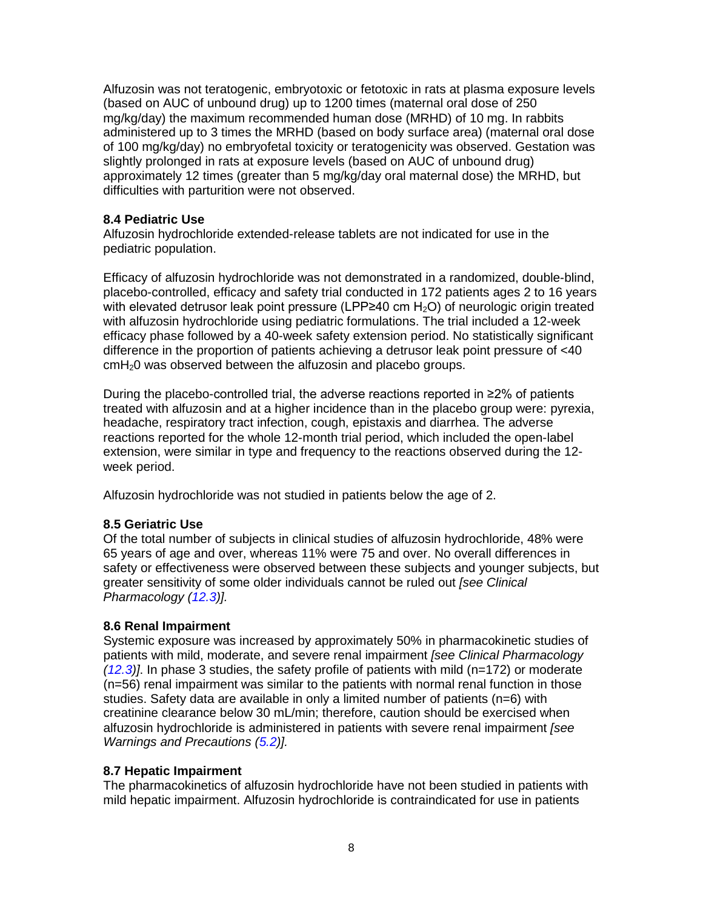Alfuzosin was not teratogenic, embryotoxic or fetotoxic in rats at plasma exposure levels (based on AUC of unbound drug) up to 1200 times (maternal oral dose of 250 mg/kg/day) the maximum recommended human dose (MRHD) of 10 mg. In rabbits administered up to 3 times the MRHD (based on body surface area) (maternal oral dose of 100 mg/kg/day) no embryofetal toxicity or teratogenicity was observed. Gestation was slightly prolonged in rats at exposure levels (based on AUC of unbound drug) approximately 12 times (greater than 5 mg/kg/day oral maternal dose) the MRHD, but difficulties with parturition were not observed.

### 8.4 Pediatric Use

Alfuzosin hydrochloride extended-release tablets are not indicated for use in the pediatric population.

Efficacy of alfuzosin hydrochloride was not demonstrated in a randomized, double-blind, placebo-controlled, efficacy and safety trial conducted in 172 patients ages 2 to 16 years with elevated detrusor leak point pressure (LPP≥40 cm $H_2O$) of neurologic origin treated with alfuzosin hydrochloride using pediatric formulations. The trial included a 12-week efficacy phase followed by a 40-week safety extension period. No statistically significant difference in the proportion of patients achieving a detrusor leak point pressure of <40 cm$H_20$ was observed between the alfuzosin and placebo groups.

During the placebo-controlled trial, the adverse reactions reported in ≥2% of patients treated with alfuzosin and at a higher incidence than in the placebo group were: pyrexia, headache, respiratory tract infection, cough, epistaxis and diarrhea. The adverse reactions reported for the whole 12-month trial period, which included the open-label extension, were similar in type and frequency to the reactions observed during the 12-week period.

Alfuzosin hydrochloride was not studied in patients below the age of 2.

### 8.5 Geriatric Use

Of the total number of subjects in clinical studies of alfuzosin hydrochloride, 48% were 65 years of age and over, whereas 11% were 75 and over. No overall differences in safety or effectiveness were observed between these subjects and younger subjects, but greater sensitivity of some older individuals cannot be ruled out *[see Clinical Pharmacology (12.3)]*.

### 8.6 Renal Impairment

Systemic exposure was increased by approximately 50% in pharmacokinetic studies of patients with mild, moderate, and severe renal impairment *[see Clinical Pharmacology (12.3)]*. In phase 3 studies, the safety profile of patients with mild (n=172) or moderate (n=56) renal impairment was similar to the patients with normal renal function in those studies. Safety data are available in only a limited number of patients (n=6) with creatinine clearance below 30 mL/min; therefore, caution should be exercised when alfuzosin hydrochloride is administered in patients with severe renal impairment *[see Warnings and Precautions (5.2)]*.

### 8.7 Hepatic Impairment

The pharmacokinetics of alfuzosin hydrochloride have not been studied in patients with mild hepatic impairment. Alfuzosin hydrochloride is contraindicated for use in patients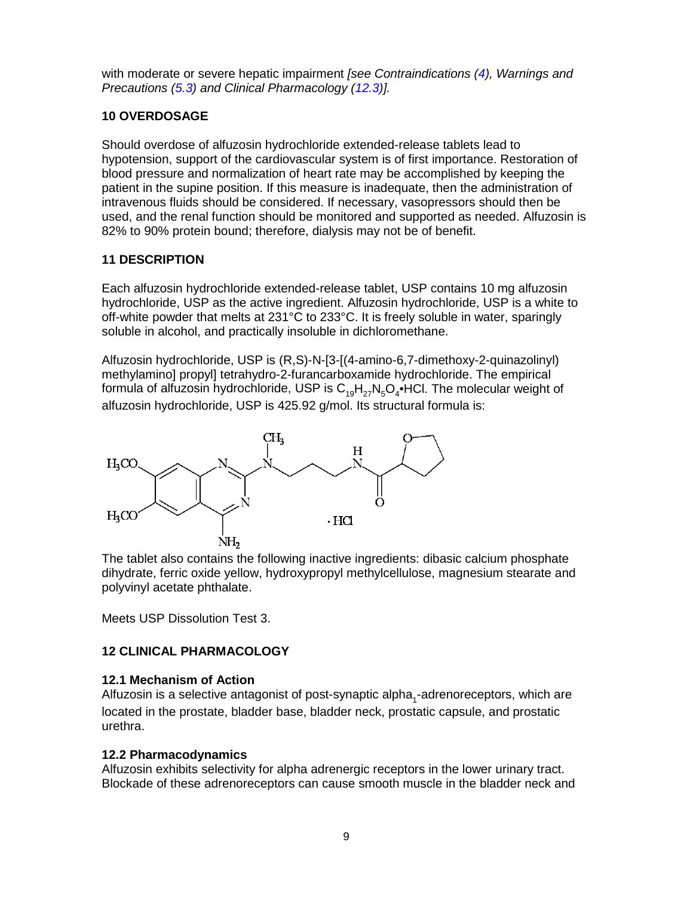with moderate or severe hepatic impairment *[see Contraindications (4), Warnings and Precautions (5.3) and Clinical Pharmacology (12.3)].*

## 10 OVERDOSAGE

Should overdose of alfuzosin hydrochloride extended-release tablets lead to hypotension, support of the cardiovascular system is of first importance. Restoration of blood pressure and normalization of heart rate may be accomplished by keeping the patient in the supine position. If this measure is inadequate, then the administration of intravenous fluids should be considered. If necessary, vasopressors should then be used, and the renal function should be monitored and supported as needed. Alfuzosin is 82% to 90% protein bound; therefore, dialysis may not be of benefit.

## 11 DESCRIPTION

Each alfuzosin hydrochloride extended-release tablet, USP contains 10 mg alfuzosin hydrochloride, USP as the active ingredient. Alfuzosin hydrochloride, USP is a white to off-white powder that melts at 231°C to 233°C. It is freely soluble in water, sparingly soluble in alcohol, and practically insoluble in dichloromethane.

Alfuzosin hydrochloride, USP is (R,S)-N-[3-[(4-amino-6,7-dimethoxy-2-quinazolinyl) methylamino] propyl] tetrahydro-2-furancarboxamide hydrochloride. The empirical formula of alfuzosin hydrochloride, USP is $C_{19}H_{27}N_5O_4$•HCl. The molecular weight of alfuzosin hydrochloride, USP is 425.92 g/mol. Its structural formula is:

The tablet also contains the following inactive ingredients: dibasic calcium phosphate dihydrate, ferric oxide yellow, hydroxypropyl methylcellulose, magnesium stearate and polyvinyl acetate phthalate.

Meets USP Dissolution Test 3.

## 12 CLINICAL PHARMACOLOGY

### 12.1 Mechanism of Action

Alfuzosin is a selective antagonist of post-synaptic $alpha_1$-adrenoreceptors, which are located in the prostate, bladder base, bladder neck, prostatic capsule, and prostatic urethra.

### 12.2 Pharmacodynamics

Alfuzosin exhibits selectivity for alpha adrenergic receptors in the lower urinary tract. Blockade of these adrenoreceptors can cause smooth muscle in the bladder neck and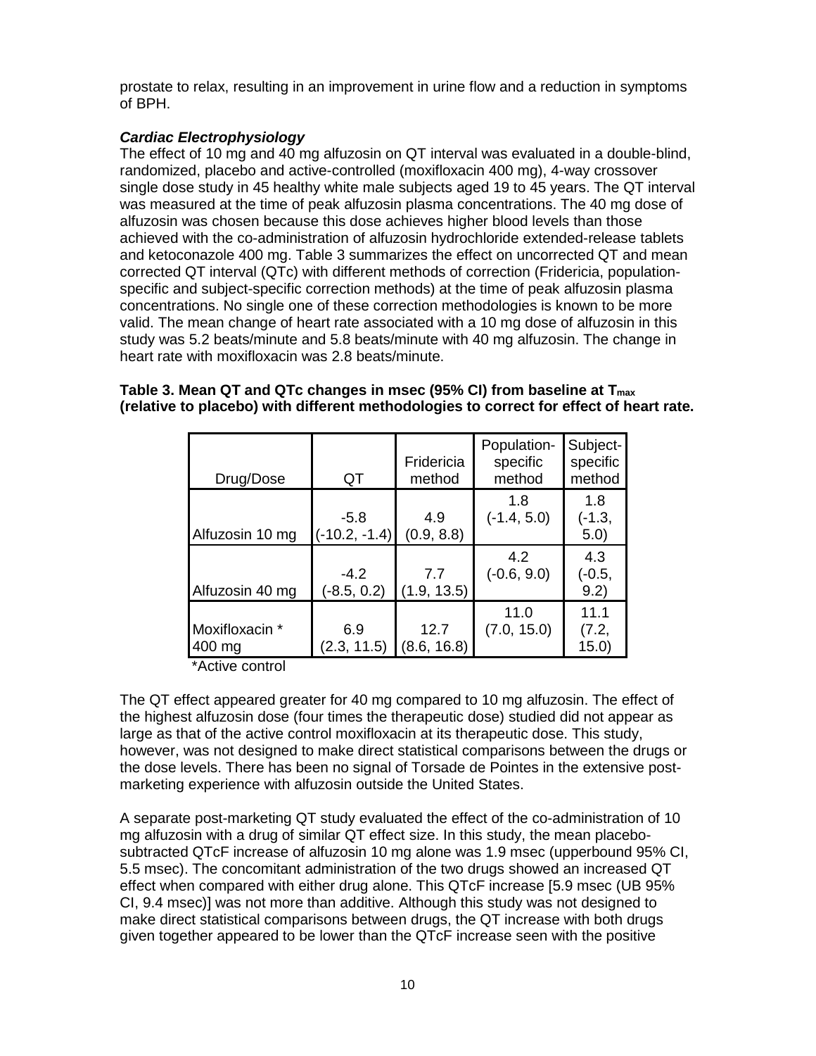prostate to relax, resulting in an improvement in urine flow and a reduction in symptoms of BPH.

***Cardiac Electrophysiology***

The effect of 10 mg and 40 mg alfuzosin on QT interval was evaluated in a double-blind, randomized, placebo and active-controlled (moxifloxacin 400 mg), 4-way crossover single dose study in 45 healthy white male subjects aged 19 to 45 years. The QT interval was measured at the time of peak alfuzosin plasma concentrations. The 40 mg dose of alfuzosin was chosen because this dose achieves higher blood levels than those achieved with the co-administration of alfuzosin hydrochloride extended-release tablets and ketoconazole 400 mg. Table 3 summarizes the effect on uncorrected QT and mean corrected QT interval (QTc) with different methods of correction (Fridericia, population-specific and subject-specific correction methods) at the time of peak alfuzosin plasma concentrations. No single one of these correction methodologies is known to be more valid. The mean change of heart rate associated with a 10 mg dose of alfuzosin in this study was 5.2 beats/minute and 5.8 beats/minute with 40 mg alfuzosin. The change in heart rate with moxifloxacin was 2.8 beats/minute.

**Table 3. Mean QT and QTc changes in msec (95% CI) from baseline at $T_{max}$ (relative to placebo) with different methodologies to correct for effect of heart rate.**

| Drug/Dose | QT | Fridericia method | Population-specific method | Subject-specific method |
|---|---|---|---|---|
| Alfuzosin 10 mg | -5.8 (-10.2, -1.4) | 4.9 (0.9, 8.8) | 1.8 (-1.4, 5.0) | 1.8 (-1.3, 5.0) |
| Alfuzosin 40 mg | -4.2 (-8.5, 0.2) | 7.7 (1.9, 13.5) | 4.2 (-0.6, 9.0) | 4.3 (-0.5, 9.2) |
| Moxifloxacin * 400 mg | 6.9 (2.3, 11.5) | 12.7 (8.6, 16.8) | 11.0 (7.0, 15.0) | 11.1 (7.2, 15.0) |

*Active control

The QT effect appeared greater for 40 mg compared to 10 mg alfuzosin. The effect of the highest alfuzosin dose (four times the therapeutic dose) studied did not appear as large as that of the active control moxifloxacin at its therapeutic dose. This study, however, was not designed to make direct statistical comparisons between the drugs or the dose levels. There has been no signal of Torsade de Pointes in the extensive post-marketing experience with alfuzosin outside the United States.

A separate post-marketing QT study evaluated the effect of the co-administration of 10 mg alfuzosin with a drug of similar QT effect size. In this study, the mean placebo-subtracted QTcF increase of alfuzosin 10 mg alone was 1.9 msec (upperbound 95% CI, 5.5 msec). The concomitant administration of the two drugs showed an increased QT effect when compared with either drug alone. This QTcF increase [5.9 msec (UB 95% CI, 9.4 msec)] was not more than additive. Although this study was not designed to make direct statistical comparisons between drugs, the QT increase with both drugs given together appeared to be lower than the QTcF increase seen with the positive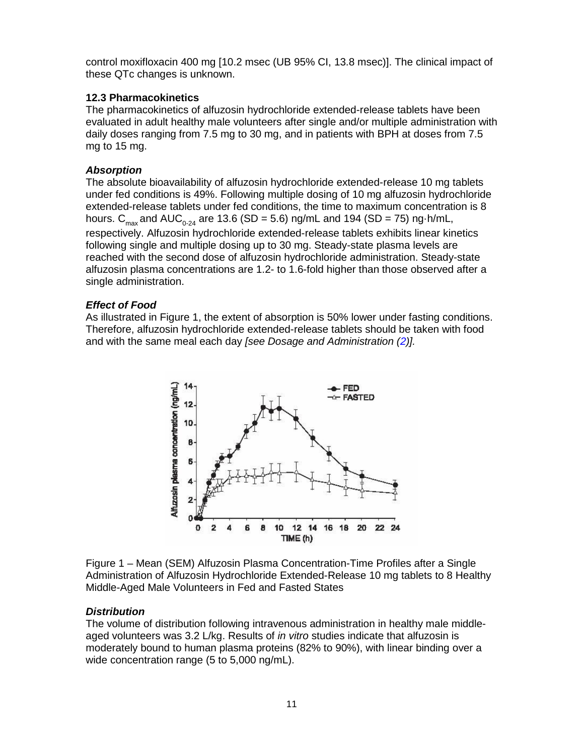control moxifloxacin 400 mg [10.2 msec (UB 95% CI, 13.8 msec)]. The clinical impact of these QTc changes is unknown.

### 12.3 Pharmacokinetics

The pharmacokinetics of alfuzosin hydrochloride extended-release tablets have been evaluated in adult healthy male volunteers after single and/or multiple administration with daily doses ranging from 7.5 mg to 30 mg, and in patients with BPH at doses from 7.5 mg to 15 mg.

***Absorption***

The absolute bioavailability of alfuzosin hydrochloride extended-release 10 mg tablets under fed conditions is 49%. Following multiple dosing of 10 mg alfuzosin hydrochloride extended-release tablets under fed conditions, the time to maximum concentration is 8 hours. $C_{max}$ and $AUC_{0-24}$ are 13.6 (SD = 5.6) ng/mL and 194 (SD = 75) ng·h/mL, respectively. Alfuzosin hydrochloride extended-release tablets exhibits linear kinetics following single and multiple dosing up to 30 mg. Steady-state plasma levels are reached with the second dose of alfuzosin hydrochloride administration. Steady-state alfuzosin plasma concentrations are 1.2- to 1.6-fold higher than those observed after a single administration.

***Effect of Food***

As illustrated in Figure 1, the extent of absorption is 50% lower under fasting conditions. Therefore, alfuzosin hydrochloride extended-release tablets should be taken with food and with the same meal each day *[see Dosage and Administration (2)].*

Figure 1 – Mean (SEM) Alfuzosin Plasma Concentration-Time Profiles after a Single Administration of Alfuzosin Hydrochloride Extended-Release 10 mg tablets to 8 Healthy Middle-Aged Male Volunteers in Fed and Fasted States

***Distribution***

The volume of distribution following intravenous administration in healthy male middle-aged volunteers was 3.2 L/kg. Results of *in vitro* studies indicate that alfuzosin is moderately bound to human plasma proteins (82% to 90%), with linear binding over a wide concentration range (5 to 5,000 ng/mL).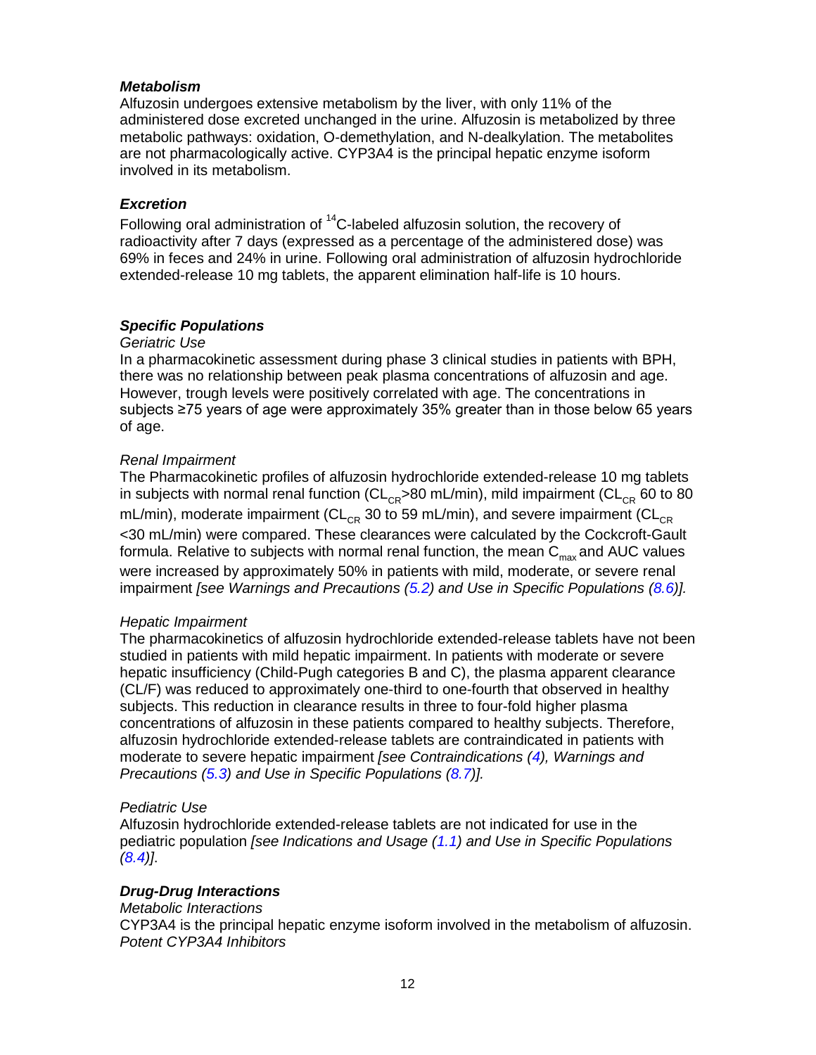***Metabolism***

Alfuzosin undergoes extensive metabolism by the liver, with only 11% of the administered dose excreted unchanged in the urine. Alfuzosin is metabolized by three metabolic pathways: oxidation, O-demethylation, and N-dealkylation. The metabolites are not pharmacologically active. CYP3A4 is the principal hepatic enzyme isoform involved in its metabolism.

***Excretion***

Following oral administration of $^{14}$C-labeled alfuzosin solution, the recovery of radioactivity after 7 days (expressed as a percentage of the administered dose) was 69% in feces and 24% in urine. Following oral administration of alfuzosin hydrochloride extended-release 10 mg tablets, the apparent elimination half-life is 10 hours.

***Specific Populations***

*Geriatric Use*

In a pharmacokinetic assessment during phase 3 clinical studies in patients with BPH, there was no relationship between peak plasma concentrations of alfuzosin and age. However, trough levels were positively correlated with age. The concentrations in subjects ≥75 years of age were approximately 35% greater than in those below 65 years of age.

*Renal Impairment*

The Pharmacokinetic profiles of alfuzosin hydrochloride extended-release 10 mg tablets in subjects with normal renal function ($CL_{CR}$>80 mL/min), mild impairment ($CL_{CR}$ 60 to 80 mL/min), moderate impairment ($CL_{CR}$ 30 to 59 mL/min), and severe impairment ($CL_{CR}$ <30 mL/min) were compared. These clearances were calculated by the Cockcroft-Gault formula. Relative to subjects with normal renal function, the mean $C_{max}$ and AUC values were increased by approximately 50% in patients with mild, moderate, or severe renal impairment *[see Warnings and Precautions (5.2) and Use in Specific Populations (8.6)].*

*Hepatic Impairment*

The pharmacokinetics of alfuzosin hydrochloride extended-release tablets have not been studied in patients with mild hepatic impairment. In patients with moderate or severe hepatic insufficiency (Child-Pugh categories B and C), the plasma apparent clearance (CL/F) was reduced to approximately one-third to one-fourth that observed in healthy subjects. This reduction in clearance results in three to four-fold higher plasma concentrations of alfuzosin in these patients compared to healthy subjects. Therefore, alfuzosin hydrochloride extended-release tablets are contraindicated in patients with moderate to severe hepatic impairment *[see Contraindications (4), Warnings and Precautions (5.3) and Use in Specific Populations (8.7)].*

*Pediatric Use*

Alfuzosin hydrochloride extended-release tablets are not indicated for use in the pediatric population *[see Indications and Usage (1.1) and Use in Specific Populations (8.4)]*.

***Drug-Drug Interactions***

*Metabolic Interactions*

CYP3A4 is the principal hepatic enzyme isoform involved in the metabolism of alfuzosin.

*Potent CYP3A4 Inhibitors*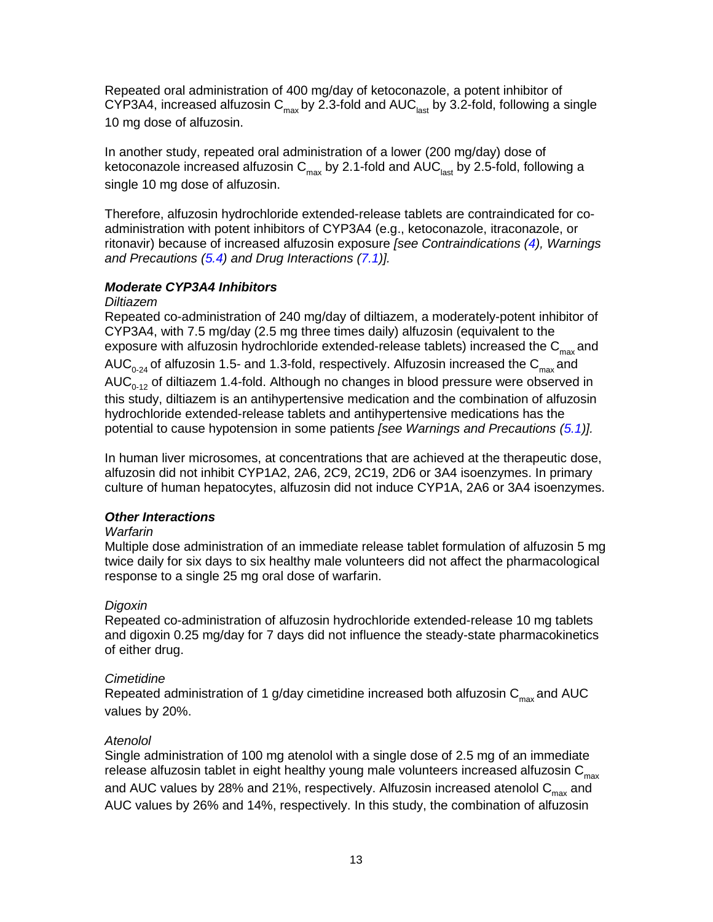Repeated oral administration of 400 mg/day of ketoconazole, a potent inhibitor of CYP3A4, increased alfuzosin $C_{max}$ by 2.3-fold and $AUC_{last}$ by 3.2-fold, following a single 10 mg dose of alfuzosin.

In another study, repeated oral administration of a lower (200 mg/day) dose of ketoconazole increased alfuzosin $C_{max}$ by 2.1-fold and $AUC_{last}$ by 2.5-fold, following a single 10 mg dose of alfuzosin.

Therefore, alfuzosin hydrochloride extended-release tablets are contraindicated for co-administration with potent inhibitors of CYP3A4 (e.g., ketoconazole, itraconazole, or ritonavir) because of increased alfuzosin exposure *[see Contraindications (4), Warnings and Precautions (5.4) and Drug Interactions (7.1)].*

***Moderate CYP3A4 Inhibitors***

*Diltiazem*

Repeated co-administration of 240 mg/day of diltiazem, a moderately-potent inhibitor of CYP3A4, with 7.5 mg/day (2.5 mg three times daily) alfuzosin (equivalent to the exposure with alfuzosin hydrochloride extended-release tablets) increased the $C_{max}$ and $AUC_{0-24}$ of alfuzosin 1.5- and 1.3-fold, respectively. Alfuzosin increased the $C_{max}$ and $AUC_{0-12}$ of diltiazem 1.4-fold. Although no changes in blood pressure were observed in this study, diltiazem is an antihypertensive medication and the combination of alfuzosin hydrochloride extended-release tablets and antihypertensive medications has the potential to cause hypotension in some patients *[see Warnings and Precautions (5.1)].*

In human liver microsomes, at concentrations that are achieved at the therapeutic dose, alfuzosin did not inhibit CYP1A2, 2A6, 2C9, 2C19, 2D6 or 3A4 isoenzymes. In primary culture of human hepatocytes, alfuzosin did not induce CYP1A, 2A6 or 3A4 isoenzymes.

***Other Interactions***

*Warfarin*

Multiple dose administration of an immediate release tablet formulation of alfuzosin 5 mg twice daily for six days to six healthy male volunteers did not affect the pharmacological response to a single 25 mg oral dose of warfarin.

*Digoxin*

Repeated co-administration of alfuzosin hydrochloride extended-release 10 mg tablets and digoxin 0.25 mg/day for 7 days did not influence the steady-state pharmacokinetics of either drug.

*Cimetidine*

Repeated administration of 1 g/day cimetidine increased both alfuzosin $C_{max}$ and AUC values by 20%.

*Atenolol*

Single administration of 100 mg atenolol with a single dose of 2.5 mg of an immediate release alfuzosin tablet in eight healthy young male volunteers increased alfuzosin $C_{max}$ and AUC values by 28% and 21%, respectively. Alfuzosin increased atenolol $C_{max}$ and AUC values by 26% and 14%, respectively. In this study, the combination of alfuzosin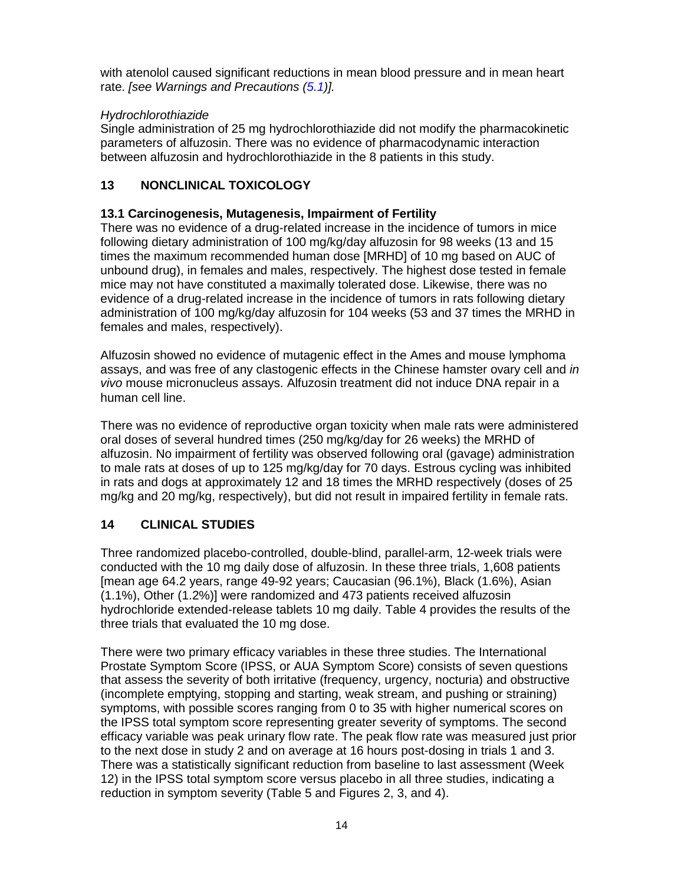with atenolol caused significant reductions in mean blood pressure and in mean heart rate. *[see Warnings and Precautions (5.1)].*

*Hydrochlorothiazide*

Single administration of 25 mg hydrochlorothiazide did not modify the pharmacokinetic parameters of alfuzosin. There was no evidence of pharmacodynamic interaction between alfuzosin and hydrochlorothiazide in the 8 patients in this study.

## 13 NONCLINICAL TOXICOLOGY

### 13.1 Carcinogenesis, Mutagenesis, Impairment of Fertility

There was no evidence of a drug-related increase in the incidence of tumors in mice following dietary administration of 100 mg/kg/day alfuzosin for 98 weeks (13 and 15 times the maximum recommended human dose [MRHD] of 10 mg based on AUC of unbound drug), in females and males, respectively. The highest dose tested in female mice may not have constituted a maximally tolerated dose. Likewise, there was no evidence of a drug-related increase in the incidence of tumors in rats following dietary administration of 100 mg/kg/day alfuzosin for 104 weeks (53 and 37 times the MRHD in females and males, respectively).

Alfuzosin showed no evidence of mutagenic effect in the Ames and mouse lymphoma assays, and was free of any clastogenic effects in the Chinese hamster ovary cell and *in vivo* mouse micronucleus assays. Alfuzosin treatment did not induce DNA repair in a human cell line.

There was no evidence of reproductive organ toxicity when male rats were administered oral doses of several hundred times (250 mg/kg/day for 26 weeks) the MRHD of alfuzosin. No impairment of fertility was observed following oral (gavage) administration to male rats at doses of up to 125 mg/kg/day for 70 days. Estrous cycling was inhibited in rats and dogs at approximately 12 and 18 times the MRHD respectively (doses of 25 mg/kg and 20 mg/kg, respectively), but did not result in impaired fertility in female rats.

## 14 CLINICAL STUDIES

Three randomized placebo-controlled, double-blind, parallel-arm, 12-week trials were conducted with the 10 mg daily dose of alfuzosin. In these three trials, 1,608 patients [mean age 64.2 years, range 49-92 years; Caucasian (96.1%), Black (1.6%), Asian (1.1%), Other (1.2%)] were randomized and 473 patients received alfuzosin hydrochloride extended-release tablets 10 mg daily. Table 4 provides the results of the three trials that evaluated the 10 mg dose.

There were two primary efficacy variables in these three studies. The International Prostate Symptom Score (IPSS, or AUA Symptom Score) consists of seven questions that assess the severity of both irritative (frequency, urgency, nocturia) and obstructive (incomplete emptying, stopping and starting, weak stream, and pushing or straining) symptoms, with possible scores ranging from 0 to 35 with higher numerical scores on the IPSS total symptom score representing greater severity of symptoms. The second efficacy variable was peak urinary flow rate. The peak flow rate was measured just prior to the next dose in study 2 and on average at 16 hours post-dosing in trials 1 and 3. There was a statistically significant reduction from baseline to last assessment (Week 12) in the IPSS total symptom score versus placebo in all three studies, indicating a reduction in symptom severity (Table 5 and Figures 2, 3, and 4).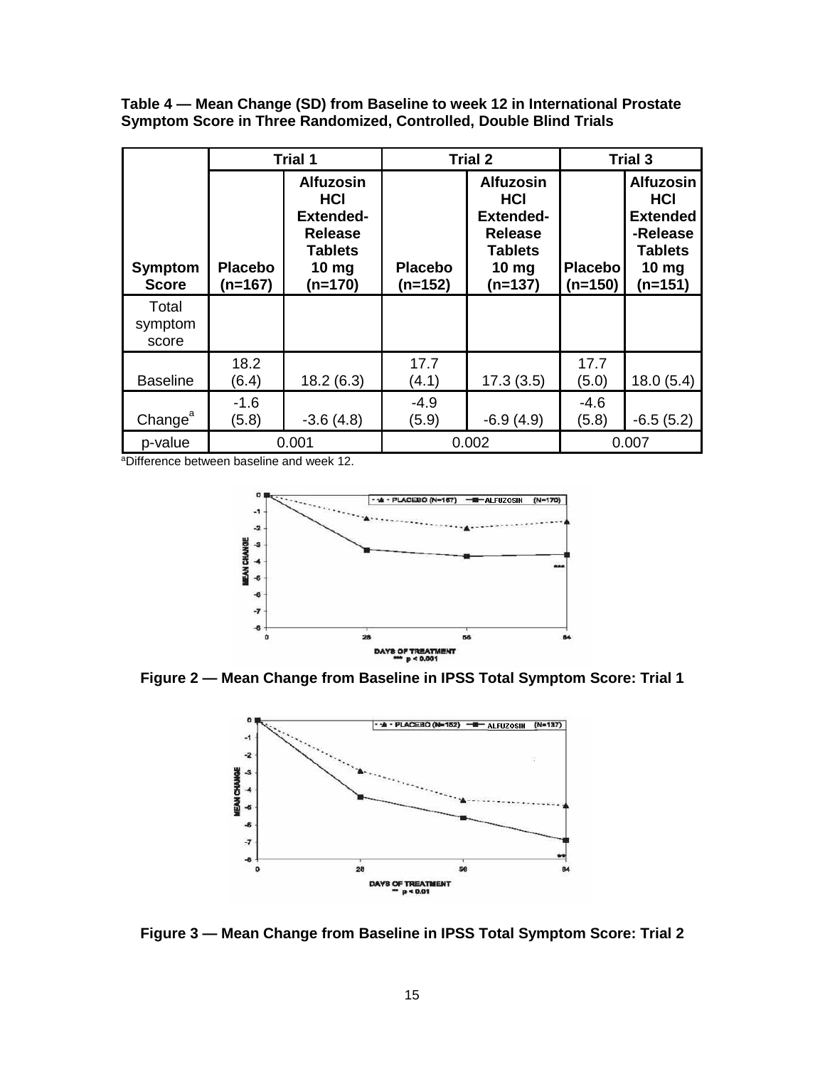**Table 4 — Mean Change (SD) from Baseline to week 12 in International Prostate Symptom Score in Three Randomized, Controlled, Double Blind Trials**

| Symptom Score | Trial 1 | | Trial 2 | | Trial 3 | |
|---|---|---|---|---|---|---|
| | Placebo (n=167) | Alfuzosin HCl Extended-Release Tablets 10 mg (n=170) | Placebo (n=152) | Alfuzosin HCl Extended-Release Tablets 10 mg (n=137) | Placebo (n=150) | Alfuzosin HCl Extended-Release Tablets 10 mg (n=151) |
| Total symptom score | | | | | | |
| Baseline | 18.2 (6.4) | 18.2 (6.3) | 17.7 (4.1) | 17.3 (3.5) | 17.7 (5.0) | 18.0 (5.4) |
| Change[a] | -1.6 (5.8) | -3.6 (4.8) | -4.9 (5.9) | -6.9 (4.9) | -4.6 (5.8) | -6.5 (5.2) |
| p-value | 0.001 | | 0.002 | | 0.007 | |

[a]Difference between baseline and week 12.

**Figure 2 — Mean Change from Baseline in IPSS Total Symptom Score: Trial 1**

**Figure 3 — Mean Change from Baseline in IPSS Total Symptom Score: Trial 2**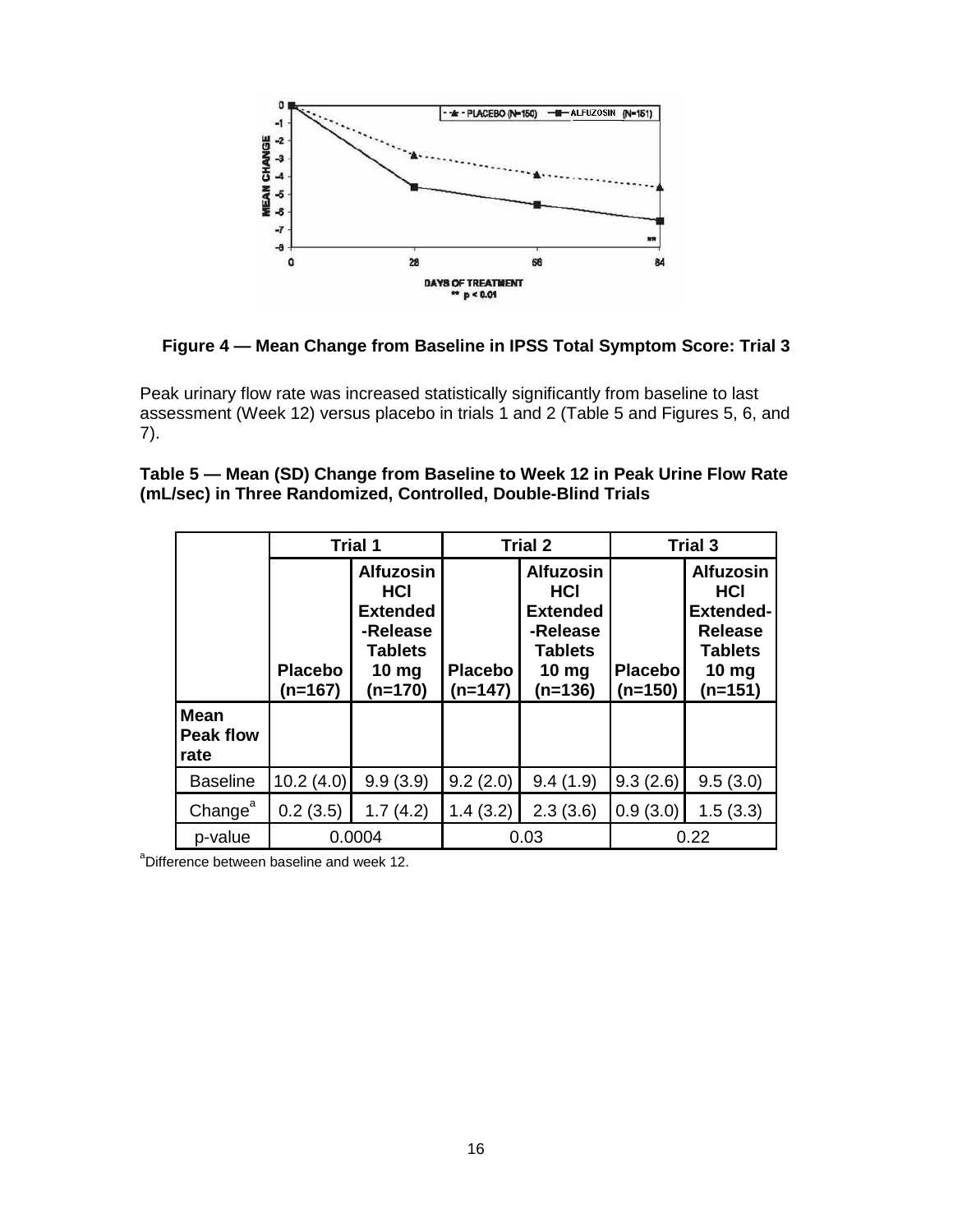**Figure 4 — Mean Change from Baseline in IPSS Total Symptom Score: Trial 3**

Peak urinary flow rate was increased statistically significantly from baseline to last assessment (Week 12) versus placebo in trials 1 and 2 (Table 5 and Figures 5, 6, and 7).

**Table 5 — Mean (SD) Change from Baseline to Week 12 in Peak Urine Flow Rate (mL/sec) in Three Randomized, Controlled, Double-Blind Trials**

| | Trial 1 | | Trial 2 | | Trial 3 | |
|---|---|---|---|---|---|---|
| | **Placebo (n=167)** | **Alfuzosin HCl Extended -Release Tablets 10 mg (n=170)** | **Placebo (n=147)** | **Alfuzosin HCl Extended -Release Tablets 10 mg (n=136)** | **Placebo (n=150)** | **Alfuzosin HCl Extended-Release Tablets 10 mg (n=151)** |
| **Mean Peak flow rate** | | | | | | |
| Baseline | 10.2 (4.0) | 9.9 (3.9) | 9.2 (2.0) | 9.4 (1.9) | 9.3 (2.6) | 9.5 (3.0) |
| Change[a] | 0.2 (3.5) | 1.7 (4.2) | 1.4 (3.2) | 2.3 (3.6) | 0.9 (3.0) | 1.5 (3.3) |
| p-value | 0.0004 | | 0.03 | | 0.22 | |

[a]Difference between baseline and week 12.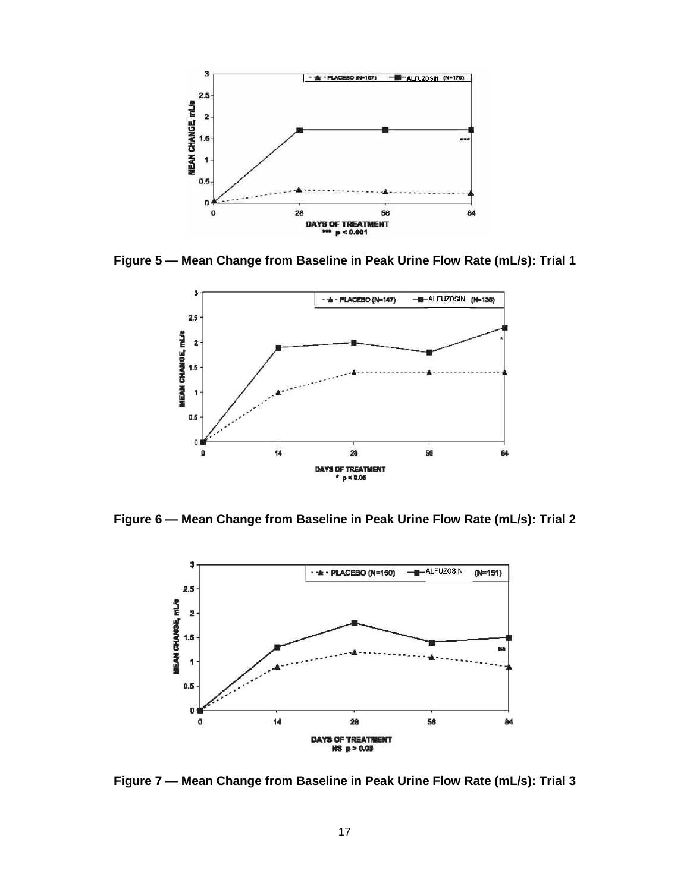**Figure 5 — Mean Change from Baseline in Peak Urine Flow Rate (mL/s): Trial 1**

**Figure 6 — Mean Change from Baseline in Peak Urine Flow Rate (mL/s): Trial 2**

**Figure 7 — Mean Change from Baseline in Peak Urine Flow Rate (mL/s): Trial 3**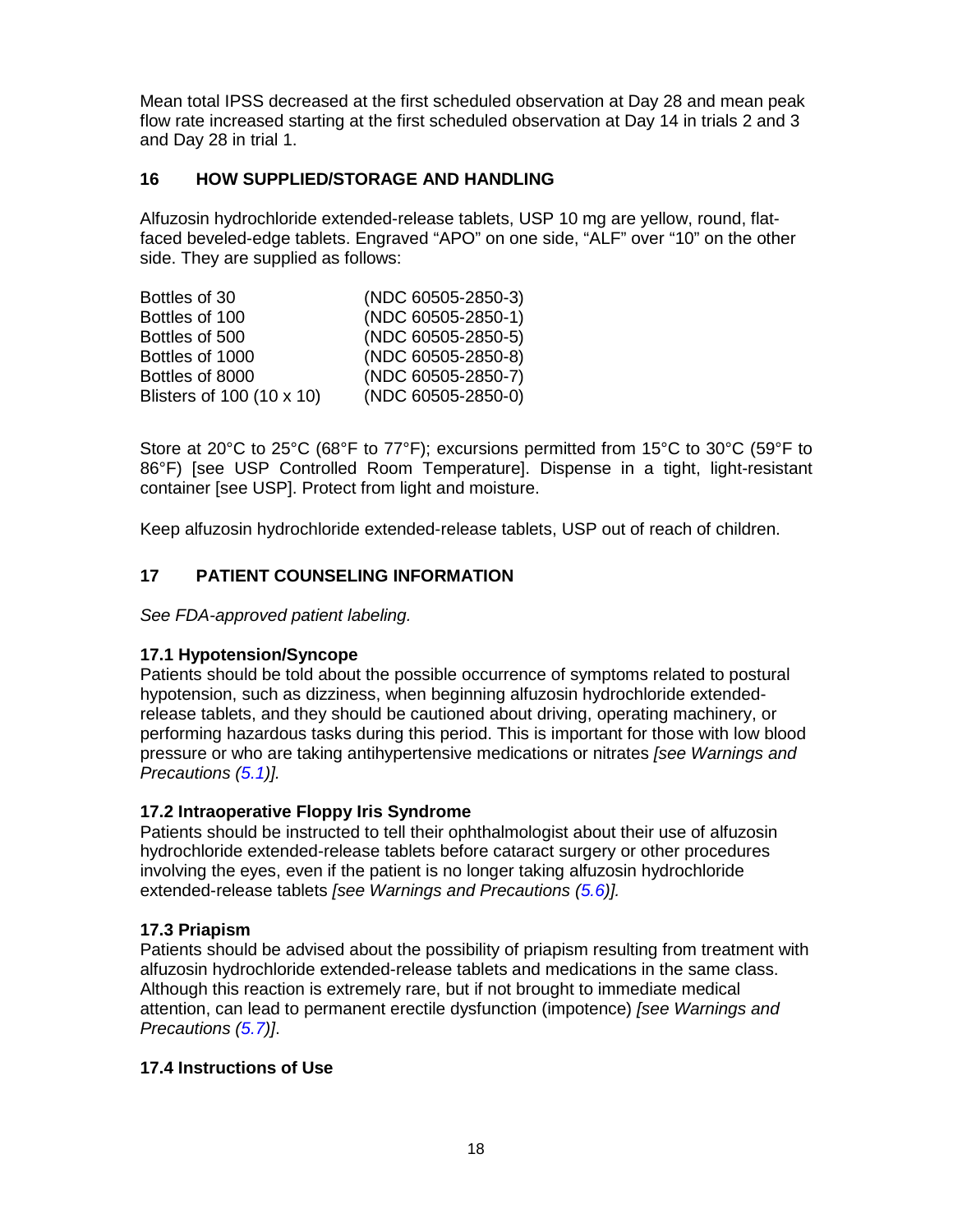Mean total IPSS decreased at the first scheduled observation at Day 28 and mean peak flow rate increased starting at the first scheduled observation at Day 14 in trials 2 and 3 and Day 28 in trial 1.

## 16 HOW SUPPLIED/STORAGE AND HANDLING

Alfuzosin hydrochloride extended-release tablets, USP 10 mg are yellow, round, flat-faced beveled-edge tablets. Engraved "APO" on one side, "ALF" over "10" on the other side. They are supplied as follows:

| | |
|---|---|
| Bottles of 30 | (NDC 60505-2850-3) |
| Bottles of 100 | (NDC 60505-2850-1) |
| Bottles of 500 | (NDC 60505-2850-5) |
| Bottles of 1000 | (NDC 60505-2850-8) |
| Bottles of 8000 | (NDC 60505-2850-7) |
| Blisters of 100 (10 x 10) | (NDC 60505-2850-0) |

Store at 20°C to 25°C (68°F to 77°F); excursions permitted from 15°C to 30°C (59°F to 86°F) [see USP Controlled Room Temperature]. Dispense in a tight, light-resistant container [see USP]. Protect from light and moisture.

Keep alfuzosin hydrochloride extended-release tablets, USP out of reach of children.

## 17 PATIENT COUNSELING INFORMATION

*See FDA-approved patient labeling.*

### 17.1 Hypotension/Syncope

Patients should be told about the possible occurrence of symptoms related to postural hypotension, such as dizziness, when beginning alfuzosin hydrochloride extended-release tablets, and they should be cautioned about driving, operating machinery, or performing hazardous tasks during this period. This is important for those with low blood pressure or who are taking antihypertensive medications or nitrates *[see Warnings and Precautions (5.1)].*

### 17.2 Intraoperative Floppy Iris Syndrome

Patients should be instructed to tell their ophthalmologist about their use of alfuzosin hydrochloride extended-release tablets before cataract surgery or other procedures involving the eyes, even if the patient is no longer taking alfuzosin hydrochloride extended-release tablets *[see Warnings and Precautions (5.6)].*

### 17.3 Priapism

Patients should be advised about the possibility of priapism resulting from treatment with alfuzosin hydrochloride extended-release tablets and medications in the same class. Although this reaction is extremely rare, but if not brought to immediate medical attention, can lead to permanent erectile dysfunction (impotence) *[see Warnings and Precautions (5.7)]*.

### 17.4 Instructions of Use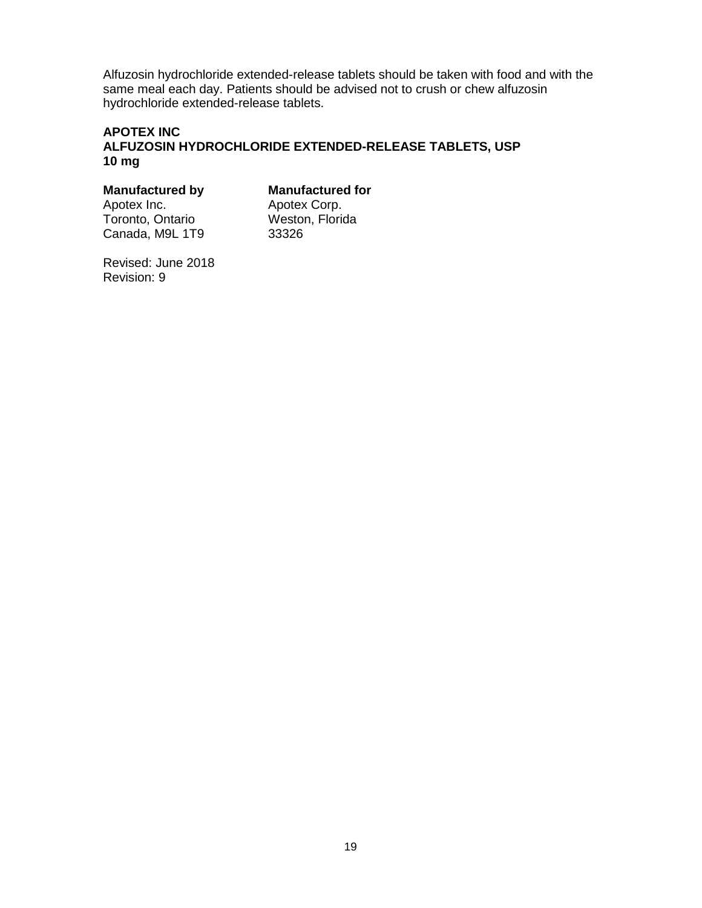Alfuzosin hydrochloride extended-release tablets should be taken with food and with the same meal each day. Patients should be advised not to crush or chew alfuzosin hydrochloride extended-release tablets.

**APOTEX INC**
**ALFUZOSIN HYDROCHLORIDE EXTENDED-RELEASE TABLETS, USP**
**10 mg**

**Manufactured by**
Apotex Inc.
Toronto, Ontario
Canada, M9L 1T9

**Manufactured for**
Apotex Corp.
Weston, Florida
33326

Revised: June 2018
Revision: 9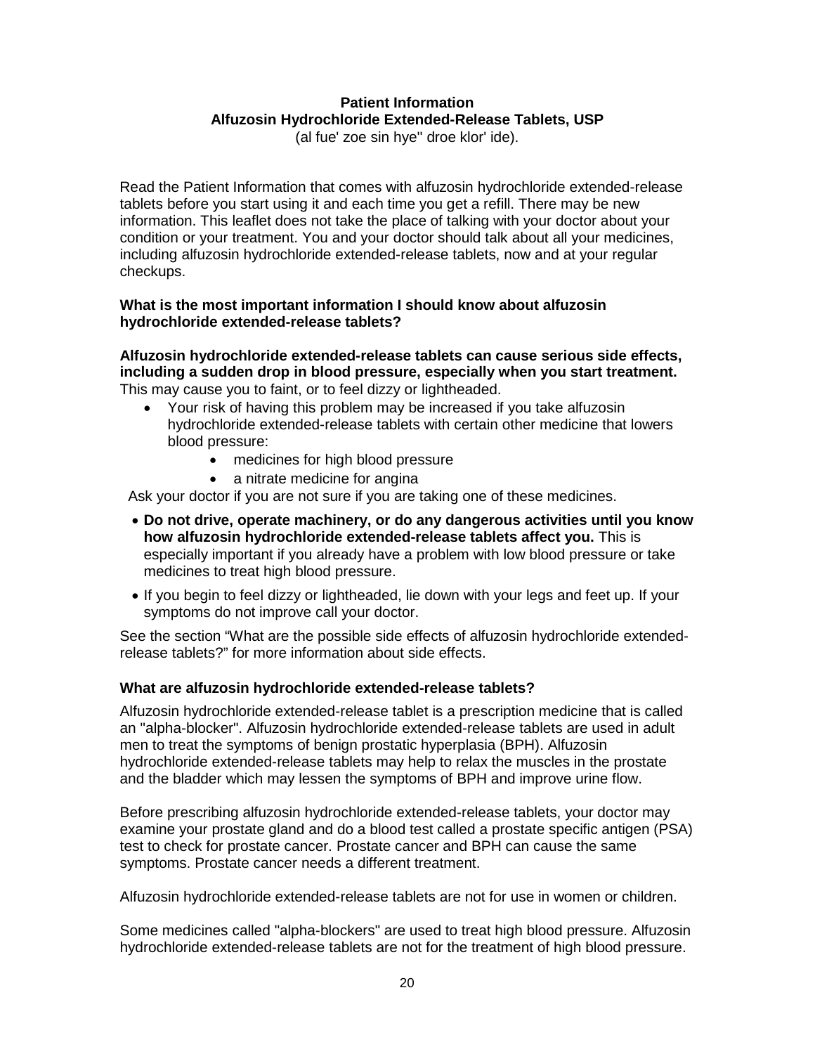**Patient Information**
**Alfuzosin Hydrochloride Extended-Release Tablets, USP**
(al fue' zoe sin hye'' droe klor' ide).

Read the Patient Information that comes with alfuzosin hydrochloride extended-release tablets before you start using it and each time you get a refill. There may be new information. This leaflet does not take the place of talking with your doctor about your condition or your treatment. You and your doctor should talk about all your medicines, including alfuzosin hydrochloride extended-release tablets, now and at your regular checkups.

**What is the most important information I should know about alfuzosin hydrochloride extended-release tablets?**

**Alfuzosin hydrochloride extended-release tablets can cause serious side effects, including a sudden drop in blood pressure, especially when you start treatment.** This may cause you to faint, or to feel dizzy or lightheaded.

- Your risk of having this problem may be increased if you take alfuzosin hydrochloride extended-release tablets with certain other medicine that lowers blood pressure:
    - medicines for high blood pressure
    - a nitrate medicine for angina

Ask your doctor if you are not sure if you are taking one of these medicines.

- **Do not drive, operate machinery, or do any dangerous activities until you know how alfuzosin hydrochloride extended-release tablets affect you.** This is especially important if you already have a problem with low blood pressure or take medicines to treat high blood pressure.
- If you begin to feel dizzy or lightheaded, lie down with your legs and feet up. If your symptoms do not improve call your doctor.

See the section "What are the possible side effects of alfuzosin hydrochloride extended-release tablets?" for more information about side effects.

**What are alfuzosin hydrochloride extended-release tablets?**

Alfuzosin hydrochloride extended-release tablet is a prescription medicine that is called an "alpha-blocker". Alfuzosin hydrochloride extended-release tablets are used in adult men to treat the symptoms of benign prostatic hyperplasia (BPH). Alfuzosin hydrochloride extended-release tablets may help to relax the muscles in the prostate and the bladder which may lessen the symptoms of BPH and improve urine flow.

Before prescribing alfuzosin hydrochloride extended-release tablets, your doctor may examine your prostate gland and do a blood test called a prostate specific antigen (PSA) test to check for prostate cancer. Prostate cancer and BPH can cause the same symptoms. Prostate cancer needs a different treatment.

Alfuzosin hydrochloride extended-release tablets are not for use in women or children.

Some medicines called "alpha-blockers" are used to treat high blood pressure. Alfuzosin hydrochloride extended-release tablets are not for the treatment of high blood pressure.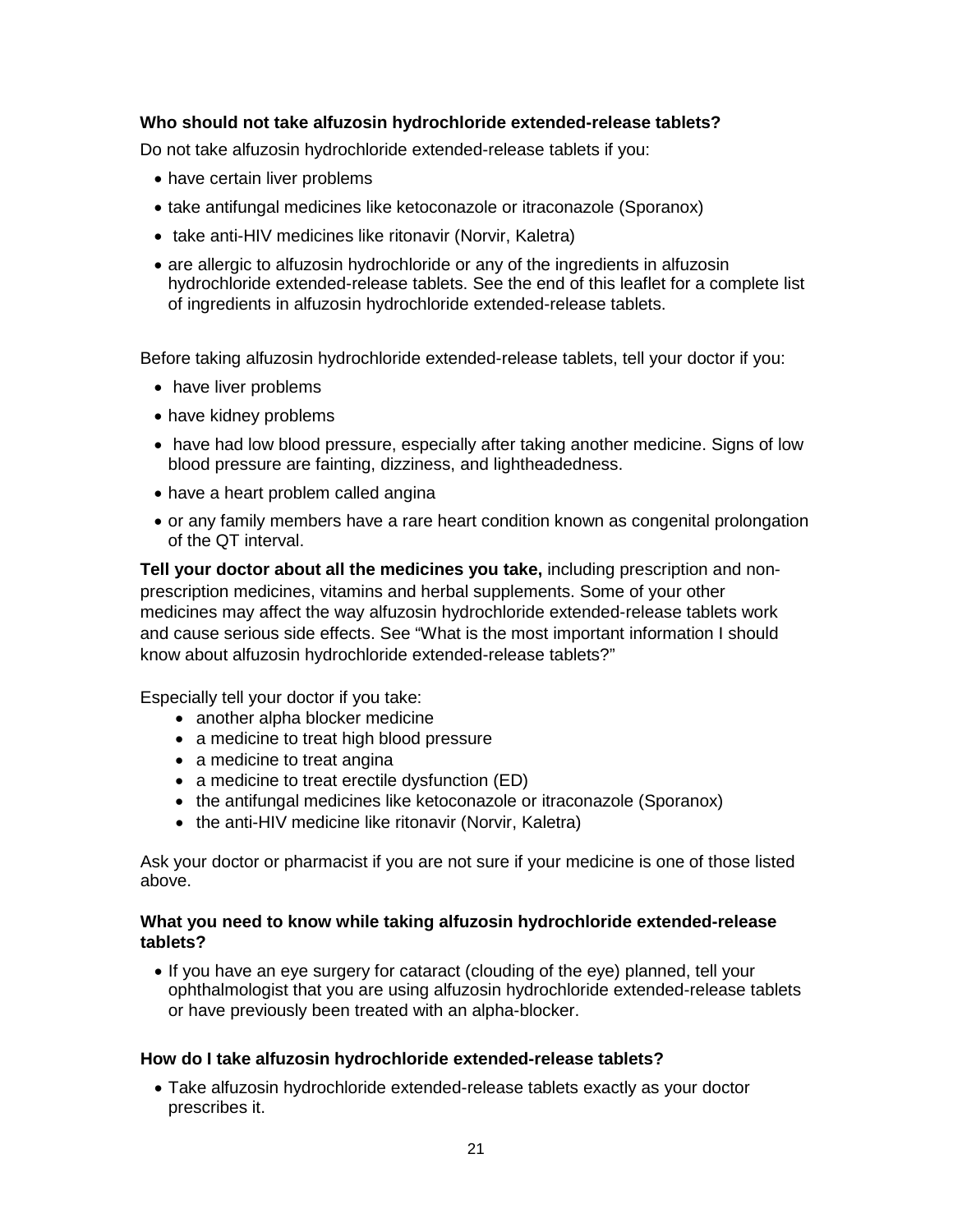**Who should not take alfuzosin hydrochloride extended-release tablets?**

Do not take alfuzosin hydrochloride extended-release tablets if you:

- have certain liver problems
- take antifungal medicines like ketoconazole or itraconazole (Sporanox)
- take anti-HIV medicines like ritonavir (Norvir, Kaletra)
- are allergic to alfuzosin hydrochloride or any of the ingredients in alfuzosin hydrochloride extended-release tablets. See the end of this leaflet for a complete list of ingredients in alfuzosin hydrochloride extended-release tablets.

Before taking alfuzosin hydrochloride extended-release tablets, tell your doctor if you:

- have liver problems
- have kidney problems
- have had low blood pressure, especially after taking another medicine. Signs of low blood pressure are fainting, dizziness, and lightheadedness.
- have a heart problem called angina
- or any family members have a rare heart condition known as congenital prolongation of the QT interval.

**Tell your doctor about all the medicines you take,** including prescription and non-prescription medicines, vitamins and herbal supplements. Some of your other medicines may affect the way alfuzosin hydrochloride extended-release tablets work and cause serious side effects. See "What is the most important information I should know about alfuzosin hydrochloride extended-release tablets?"

Especially tell your doctor if you take:

- another alpha blocker medicine
- a medicine to treat high blood pressure
- a medicine to treat angina
- a medicine to treat erectile dysfunction (ED)
- the antifungal medicines like ketoconazole or itraconazole (Sporanox)
- the anti-HIV medicine like ritonavir (Norvir, Kaletra)

Ask your doctor or pharmacist if you are not sure if your medicine is one of those listed above.

**What you need to know while taking alfuzosin hydrochloride extended-release tablets?**

- If you have an eye surgery for cataract (clouding of the eye) planned, tell your ophthalmologist that you are using alfuzosin hydrochloride extended-release tablets or have previously been treated with an alpha-blocker.

**How do I take alfuzosin hydrochloride extended-release tablets?**

- Take alfuzosin hydrochloride extended-release tablets exactly as your doctor prescribes it.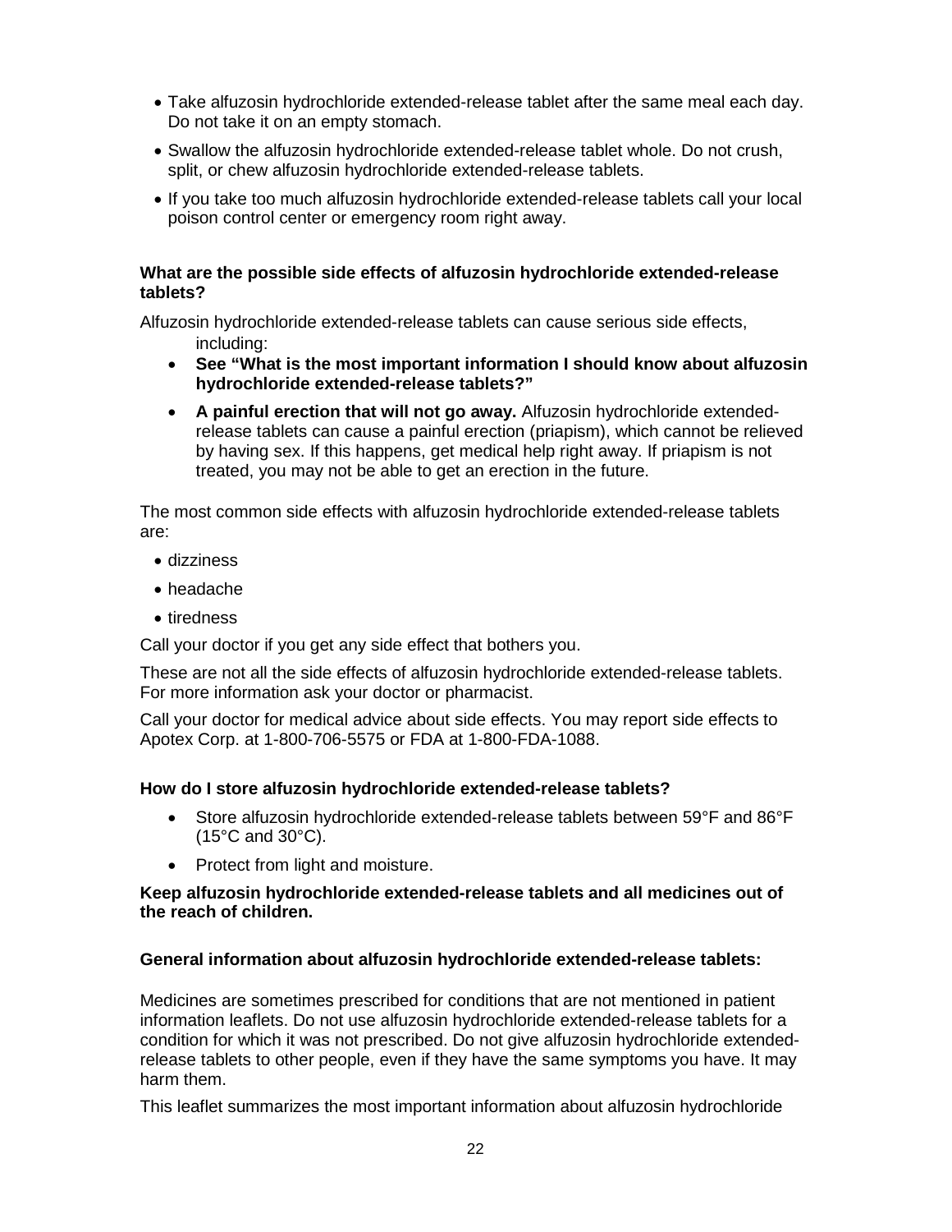- Take alfuzosin hydrochloride extended-release tablet after the same meal each day. Do not take it on an empty stomach.
- Swallow the alfuzosin hydrochloride extended-release tablet whole. Do not crush, split, or chew alfuzosin hydrochloride extended-release tablets.
- If you take too much alfuzosin hydrochloride extended-release tablets call your local poison control center or emergency room right away.

**What are the possible side effects of alfuzosin hydrochloride extended-release tablets?**

Alfuzosin hydrochloride extended-release tablets can cause serious side effects, including:

- **See "What is the most important information I should know about alfuzosin hydrochloride extended-release tablets?"**
- **A painful erection that will not go away.** Alfuzosin hydrochloride extended-release tablets can cause a painful erection (priapism), which cannot be relieved by having sex. If this happens, get medical help right away. If priapism is not treated, you may not be able to get an erection in the future.

The most common side effects with alfuzosin hydrochloride extended-release tablets are:

- dizziness
- headache
- tiredness

Call your doctor if you get any side effect that bothers you.

These are not all the side effects of alfuzosin hydrochloride extended-release tablets. For more information ask your doctor or pharmacist.

Call your doctor for medical advice about side effects. You may report side effects to Apotex Corp. at 1-800-706-5575 or FDA at 1-800-FDA-1088.

**How do I store alfuzosin hydrochloride extended-release tablets?**

- Store alfuzosin hydrochloride extended-release tablets between 59°F and 86°F (15°C and 30°C).
- Protect from light and moisture.

**Keep alfuzosin hydrochloride extended-release tablets and all medicines out of the reach of children.**

**General information about alfuzosin hydrochloride extended-release tablets:**

Medicines are sometimes prescribed for conditions that are not mentioned in patient information leaflets. Do not use alfuzosin hydrochloride extended-release tablets for a condition for which it was not prescribed. Do not give alfuzosin hydrochloride extended-release tablets to other people, even if they have the same symptoms you have. It may harm them.

This leaflet summarizes the most important information about alfuzosin hydrochloride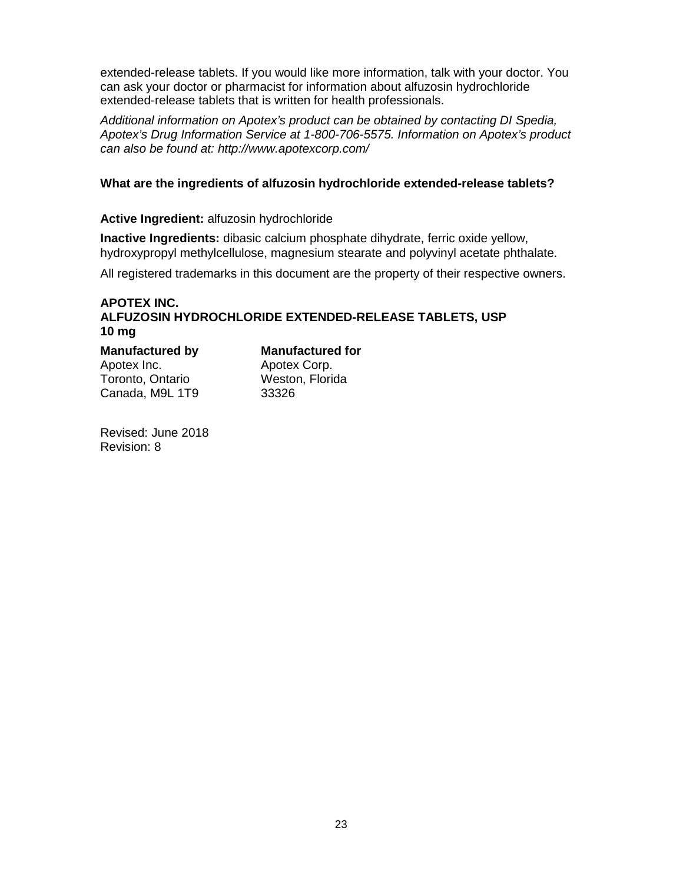extended-release tablets. If you would like more information, talk with your doctor. You can ask your doctor or pharmacist for information about alfuzosin hydrochloride extended-release tablets that is written for health professionals.

*Additional information on Apotex's product can be obtained by contacting DI Spedia, Apotex's Drug Information Service at 1-800-706-5575. Information on Apotex's product can also be found at: http://www.apotexcorp.com/*

**What are the ingredients of alfuzosin hydrochloride extended-release tablets?**

**Active Ingredient:** alfuzosin hydrochloride

**Inactive Ingredients:** dibasic calcium phosphate dihydrate, ferric oxide yellow, hydroxypropyl methylcellulose, magnesium stearate and polyvinyl acetate phthalate.

All registered trademarks in this document are the property of their respective owners.

**APOTEX INC.**
**ALFUZOSIN HYDROCHLORIDE EXTENDED-RELEASE TABLETS, USP**
**10 mg**

**Manufactured by**
Apotex Inc.
Toronto, Ontario
Canada, M9L 1T9

**Manufactured for**
Apotex Corp.
Weston, Florida
33326

Revised: June 2018
Revision: 8